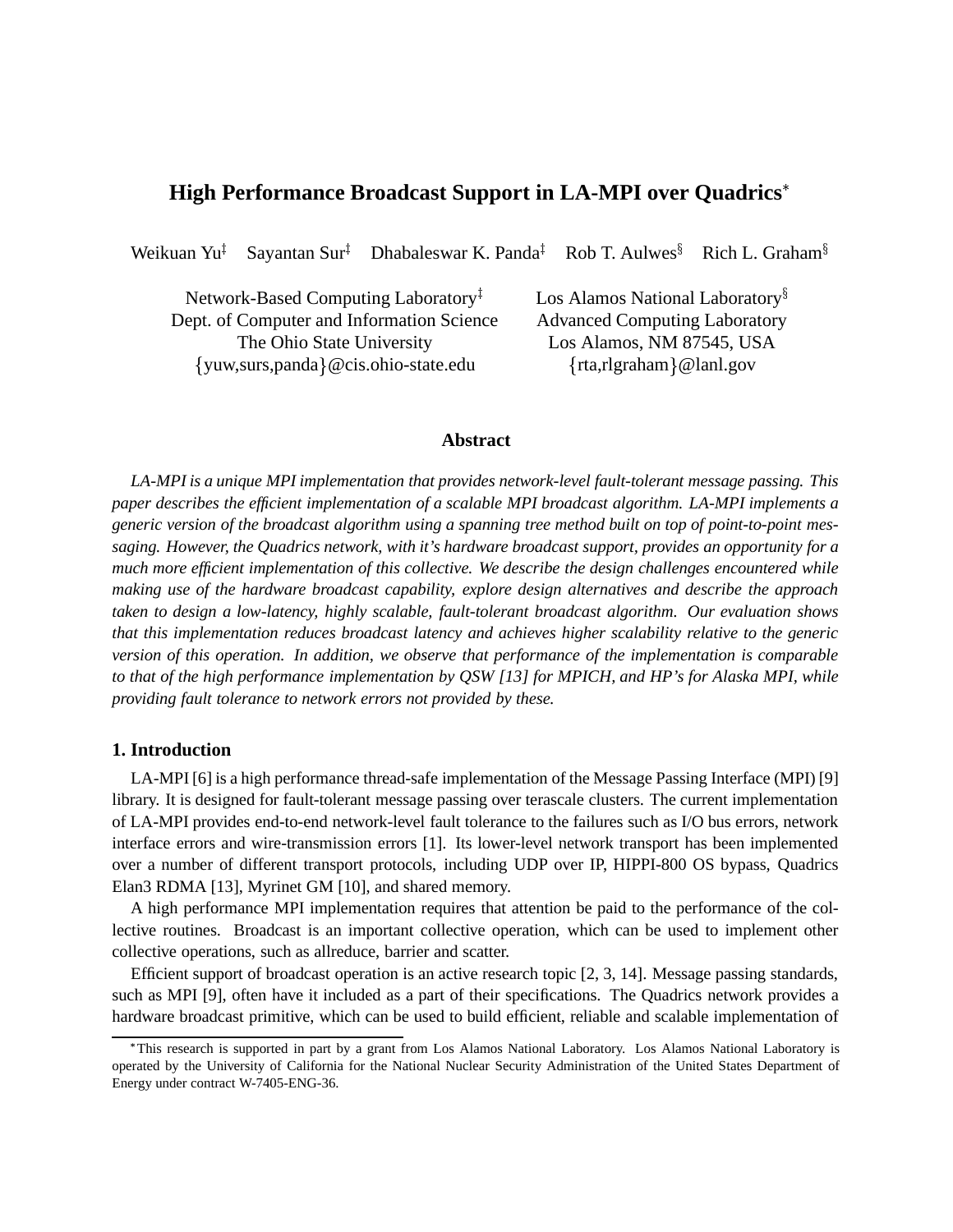# High Performance Broadcast Support in LA-MPI over Quadrics*

Weikuan Yu‡ Sayantan Sur‡ Dhabaleswar K. Panda‡ Rob T. Aulwes§ Rich L. Graham§

Network-Based Computing Laboratory‡
Dept. of Computer and Information Science
The Ohio State University
{yuw,surs,panda}@cis.ohio-state.edu

Los Alamos National Laboratory§
Advanced Computing Laboratory
Los Alamos, NM 87545, USA
{rta,rlgraham}@lanl.gov

## Abstract

*LA-MPI is a unique MPI implementation that provides network-level fault-tolerant message passing. This paper describes the efficient implementation of a scalable MPI broadcast algorithm. LA-MPI implements a generic version of the broadcast algorithm using a spanning tree method built on top of point-to-point messaging. However, the Quadrics network, with it's hardware broadcast support, provides an opportunity for a much more efficient implementation of this collective. We describe the design challenges encountered while making use of the hardware broadcast capability, explore design alternatives and describe the approach taken to design a low-latency, highly scalable, fault-tolerant broadcast algorithm. Our evaluation shows that this implementation reduces broadcast latency and achieves higher scalability relative to the generic version of this operation. In addition, we observe that performance of the implementation is comparable to that of the high performance implementation by QSW [13] for MPICH, and HP's for Alaska MPI, while providing fault tolerance to network errors not provided by these.*

## 1. Introduction

LA-MPI [6] is a high performance thread-safe implementation of the Message Passing Interface (MPI) [9] library. It is designed for fault-tolerant message passing over terascale clusters. The current implementation of LA-MPI provides end-to-end network-level fault tolerance to the failures such as I/O bus errors, network interface errors and wire-transmission errors [1]. Its lower-level network transport has been implemented over a number of different transport protocols, including UDP over IP, HIPPI-800 OS bypass, Quadrics Elan3 RDMA [13], Myrinet GM [10], and shared memory.

A high performance MPI implementation requires that attention be paid to the performance of the collective routines. Broadcast is an important collective operation, which can be used to implement other collective operations, such as allreduce, barrier and scatter.

Efficient support of broadcast operation is an active research topic [2, 3, 14]. Message passing standards, such as MPI [9], often have it included as a part of their specifications. The Quadrics network provides a hardware broadcast primitive, which can be used to build efficient, reliable and scalable implementation of

*This research is supported in part by a grant from Los Alamos National Laboratory. Los Alamos National Laboratory is operated by the University of California for the National Nuclear Security Administration of the United States Department of Energy under contract W-7405-ENG-36.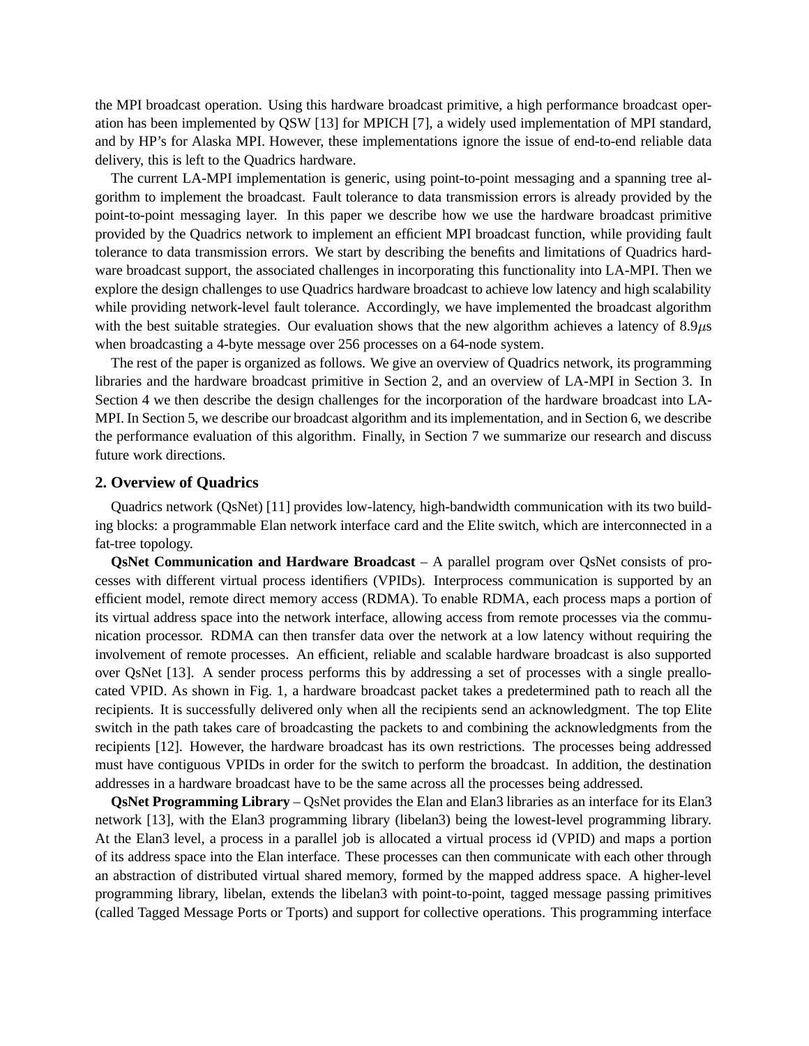the MPI broadcast operation. Using this hardware broadcast primitive, a high performance broadcast operation has been implemented by QSW [13] for MPICH [7], a widely used implementation of MPI standard, and by HP's for Alaska MPI. However, these implementations ignore the issue of end-to-end reliable data delivery, this is left to the Quadrics hardware.

The current LA-MPI implementation is generic, using point-to-point messaging and a spanning tree algorithm to implement the broadcast. Fault tolerance to data transmission errors is already provided by the point-to-point messaging layer. In this paper we describe how we use the hardware broadcast primitive provided by the Quadrics network to implement an efficient MPI broadcast function, while providing fault tolerance to data transmission errors. We start by describing the benefits and limitations of Quadrics hardware broadcast support, the associated challenges in incorporating this functionality into LA-MPI. Then we explore the design challenges to use Quadrics hardware broadcast to achieve low latency and high scalability while providing network-level fault tolerance. Accordingly, we have implemented the broadcast algorithm with the best suitable strategies. Our evaluation shows that the new algorithm achieves a latency of 8.9$\mu$s when broadcasting a 4-byte message over 256 processes on a 64-node system.

The rest of the paper is organized as follows. We give an overview of Quadrics network, its programming libraries and the hardware broadcast primitive in Section 2, and an overview of LA-MPI in Section 3. In Section 4 we then describe the design challenges for the incorporation of the hardware broadcast into LA-MPI. In Section 5, we describe our broadcast algorithm and its implementation, and in Section 6, we describe the performance evaluation of this algorithm. Finally, in Section 7 we summarize our research and discuss future work directions.

## 2. Overview of Quadrics

Quadrics network (QsNet) [11] provides low-latency, high-bandwidth communication with its two building blocks: a programmable Elan network interface card and the Elite switch, which are interconnected in a fat-tree topology.

**QsNet Communication and Hardware Broadcast** – A parallel program over QsNet consists of processes with different virtual process identifiers (VPIDs). Interprocess communication is supported by an efficient model, remote direct memory access (RDMA). To enable RDMA, each process maps a portion of its virtual address space into the network interface, allowing access from remote processes via the communication processor. RDMA can then transfer data over the network at a low latency without requiring the involvement of remote processes. An efficient, reliable and scalable hardware broadcast is also supported over QsNet [13]. A sender process performs this by addressing a set of processes with a single preallocated VPID. As shown in Fig. 1, a hardware broadcast packet takes a predetermined path to reach all the recipients. It is successfully delivered only when all the recipients send an acknowledgment. The top Elite switch in the path takes care of broadcasting the packets to and combining the acknowledgments from the recipients [12]. However, the hardware broadcast has its own restrictions. The processes being addressed must have contiguous VPIDs in order for the switch to perform the broadcast. In addition, the destination addresses in a hardware broadcast have to be the same across all the processes being addressed.

**QsNet Programming Library** – QsNet provides the Elan and Elan3 libraries as an interface for its Elan3 network [13], with the Elan3 programming library (libelan3) being the lowest-level programming library. At the Elan3 level, a process in a parallel job is allocated a virtual process id (VPID) and maps a portion of its address space into the Elan interface. These processes can then communicate with each other through an abstraction of distributed virtual shared memory, formed by the mapped address space. A higher-level programming library, libelan, extends the libelan3 with point-to-point, tagged message passing primitives (called Tagged Message Ports or Tports) and support for collective operations. This programming interface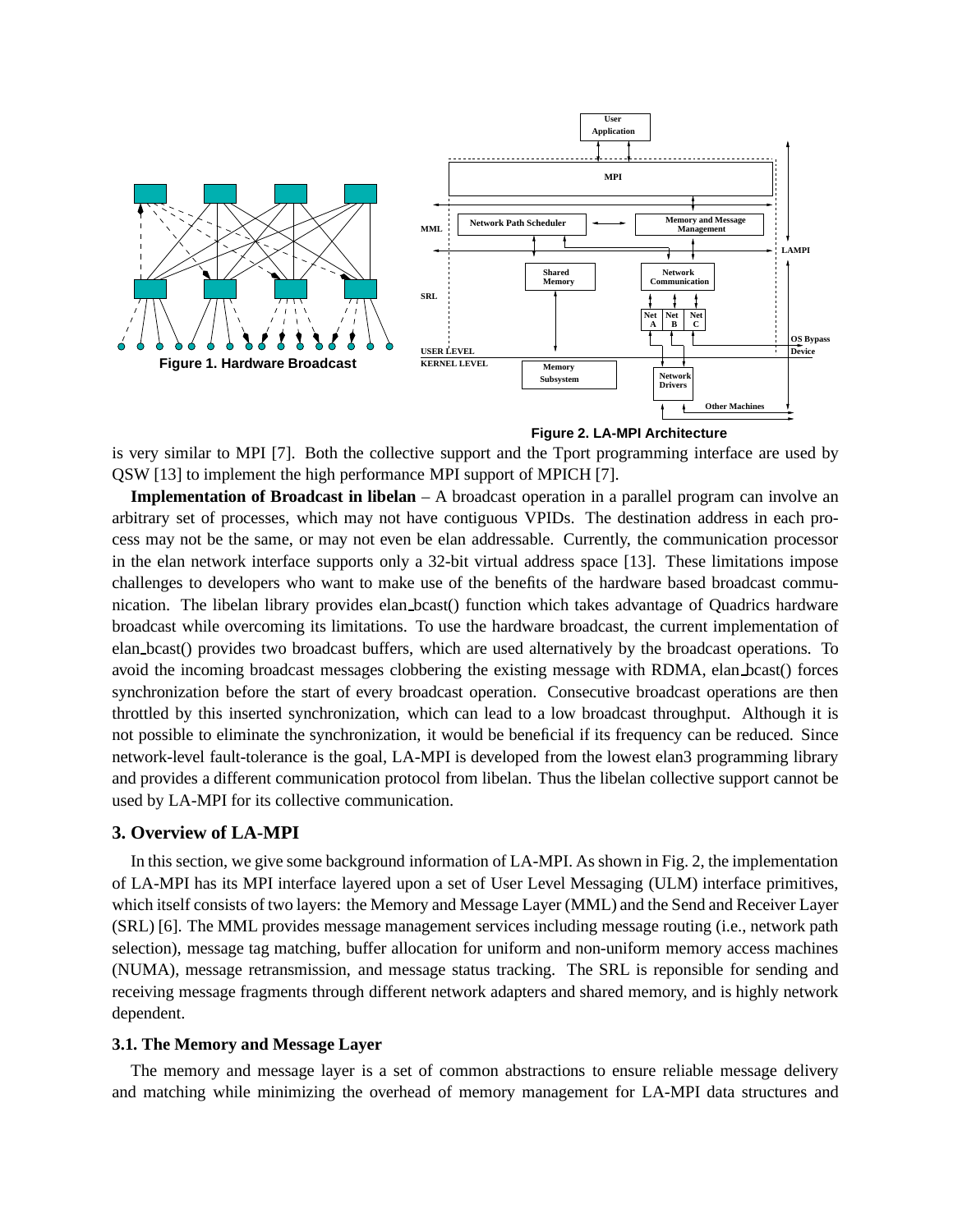Figure 1. Hardware Broadcast

Figure 2. LA-MPI Architecture

is very similar to MPI [7]. Both the collective support and the Tport programming interface are used by QSW [13] to implement the high performance MPI support of MPICH [7].

**Implementation of Broadcast in libelan** – A broadcast operation in a parallel program can involve an arbitrary set of processes, which may not have contiguous VPIDs. The destination address in each process may not be the same, or may not even be elan addressable. Currently, the communication processor in the elan network interface supports only a 32-bit virtual address space [13]. These limitations impose challenges to developers who want to make use of the benefits of the hardware based broadcast communication. The libelan library provides elan_bcast() function which takes advantage of Quadrics hardware broadcast while overcoming its limitations. To use the hardware broadcast, the current implementation of elan_bcast() provides two broadcast buffers, which are used alternatively by the broadcast operations. To avoid the incoming broadcast messages clobbering the existing message with RDMA, elan_bcast() forces synchronization before the start of every broadcast operation. Consecutive broadcast operations are then throttled by this inserted synchronization, which can lead to a low broadcast throughput. Although it is not possible to eliminate the synchronization, it would be beneficial if its frequency can be reduced. Since network-level fault-tolerance is the goal, LA-MPI is developed from the lowest elan3 programming library and provides a different communication protocol from libelan. Thus the libelan collective support cannot be used by LA-MPI for its collective communication.

## 3. Overview of LA-MPI

In this section, we give some background information of LA-MPI. As shown in Fig. 2, the implementation of LA-MPI has its MPI interface layered upon a set of User Level Messaging (ULM) interface primitives, which itself consists of two layers: the Memory and Message Layer (MML) and the Send and Receiver Layer (SRL) [6]. The MML provides message management services including message routing (i.e., network path selection), message tag matching, buffer allocation for uniform and non-uniform memory access machines (NUMA), message retransmission, and message status tracking. The SRL is reponsible for sending and receiving message fragments through different network adapters and shared memory, and is highly network dependent.

### 3.1. The Memory and Message Layer

The memory and message layer is a set of common abstractions to ensure reliable message delivery and matching while minimizing the overhead of memory management for LA-MPI data structures and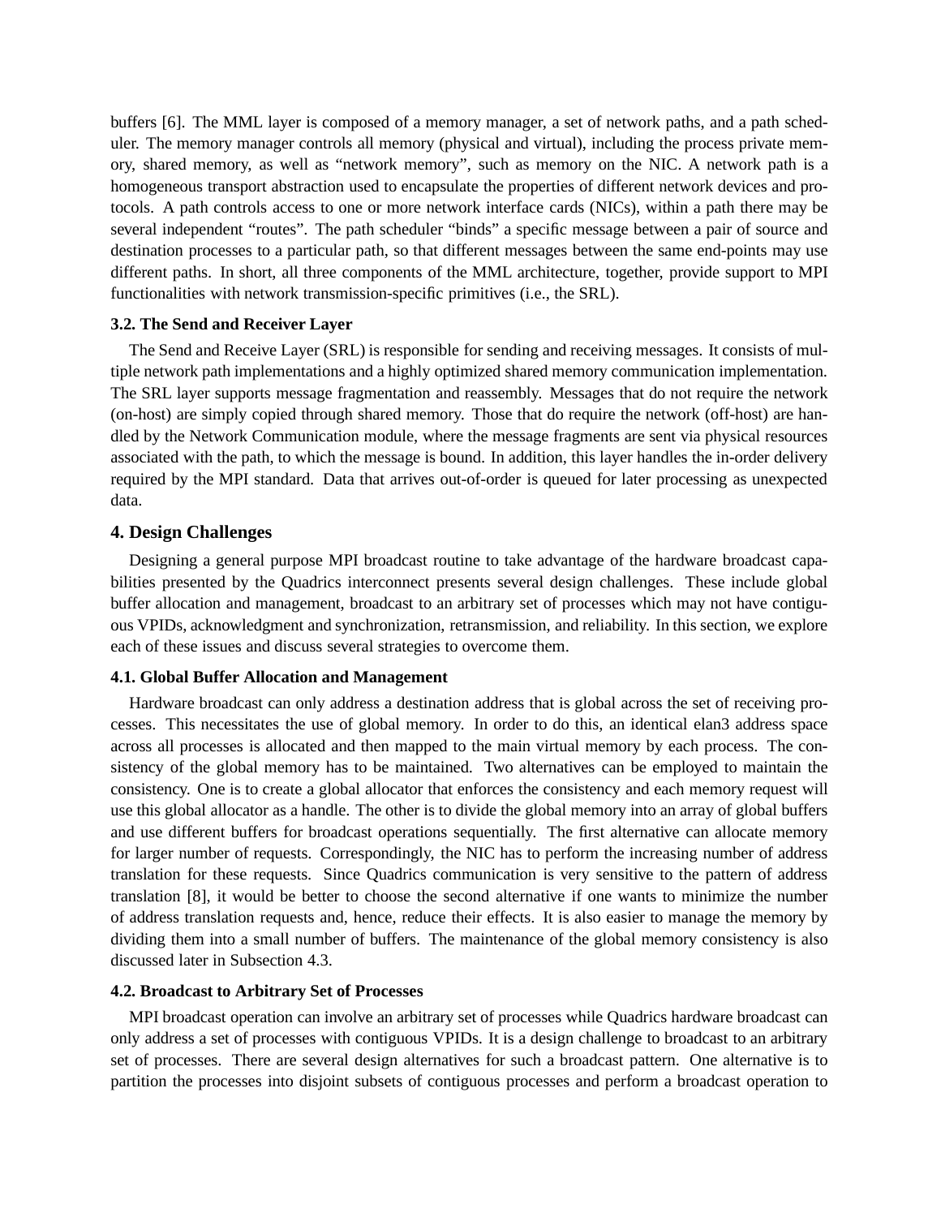buffers [6]. The MML layer is composed of a memory manager, a set of network paths, and a path scheduler. The memory manager controls all memory (physical and virtual), including the process private memory, shared memory, as well as “network memory”, such as memory on the NIC. A network path is a homogeneous transport abstraction used to encapsulate the properties of different network devices and protocols. A path controls access to one or more network interface cards (NICs), within a path there may be several independent “routes”. The path scheduler “binds” a specific message between a pair of source and destination processes to a particular path, so that different messages between the same end-points may use different paths. In short, all three components of the MML architecture, together, provide support to MPI functionalities with network transmission-specific primitives (i.e., the SRL).

### 3.2. The Send and Receiver Layer

The Send and Receive Layer (SRL) is responsible for sending and receiving messages. It consists of multiple network path implementations and a highly optimized shared memory communication implementation. The SRL layer supports message fragmentation and reassembly. Messages that do not require the network (on-host) are simply copied through shared memory. Those that do require the network (off-host) are handled by the Network Communication module, where the message fragments are sent via physical resources associated with the path, to which the message is bound. In addition, this layer handles the in-order delivery required by the MPI standard. Data that arrives out-of-order is queued for later processing as unexpected data.

## 4. Design Challenges

Designing a general purpose MPI broadcast routine to take advantage of the hardware broadcast capabilities presented by the Quadrics interconnect presents several design challenges. These include global buffer allocation and management, broadcast to an arbitrary set of processes which may not have contiguous VPIDs, acknowledgment and synchronization, retransmission, and reliability. In this section, we explore each of these issues and discuss several strategies to overcome them.

### 4.1. Global Buffer Allocation and Management

Hardware broadcast can only address a destination address that is global across the set of receiving processes. This necessitates the use of global memory. In order to do this, an identical elan3 address space across all processes is allocated and then mapped to the main virtual memory by each process. The consistency of the global memory has to be maintained. Two alternatives can be employed to maintain the consistency. One is to create a global allocator that enforces the consistency and each memory request will use this global allocator as a handle. The other is to divide the global memory into an array of global buffers and use different buffers for broadcast operations sequentially. The first alternative can allocate memory for larger number of requests. Correspondingly, the NIC has to perform the increasing number of address translation for these requests. Since Quadrics communication is very sensitive to the pattern of address translation [8], it would be better to choose the second alternative if one wants to minimize the number of address translation requests and, hence, reduce their effects. It is also easier to manage the memory by dividing them into a small number of buffers. The maintenance of the global memory consistency is also discussed later in Subsection 4.3.

### 4.2. Broadcast to Arbitrary Set of Processes

MPI broadcast operation can involve an arbitrary set of processes while Quadrics hardware broadcast can only address a set of processes with contiguous VPIDs. It is a design challenge to broadcast to an arbitrary set of processes. There are several design alternatives for such a broadcast pattern. One alternative is to partition the processes into disjoint subsets of contiguous processes and perform a broadcast operation to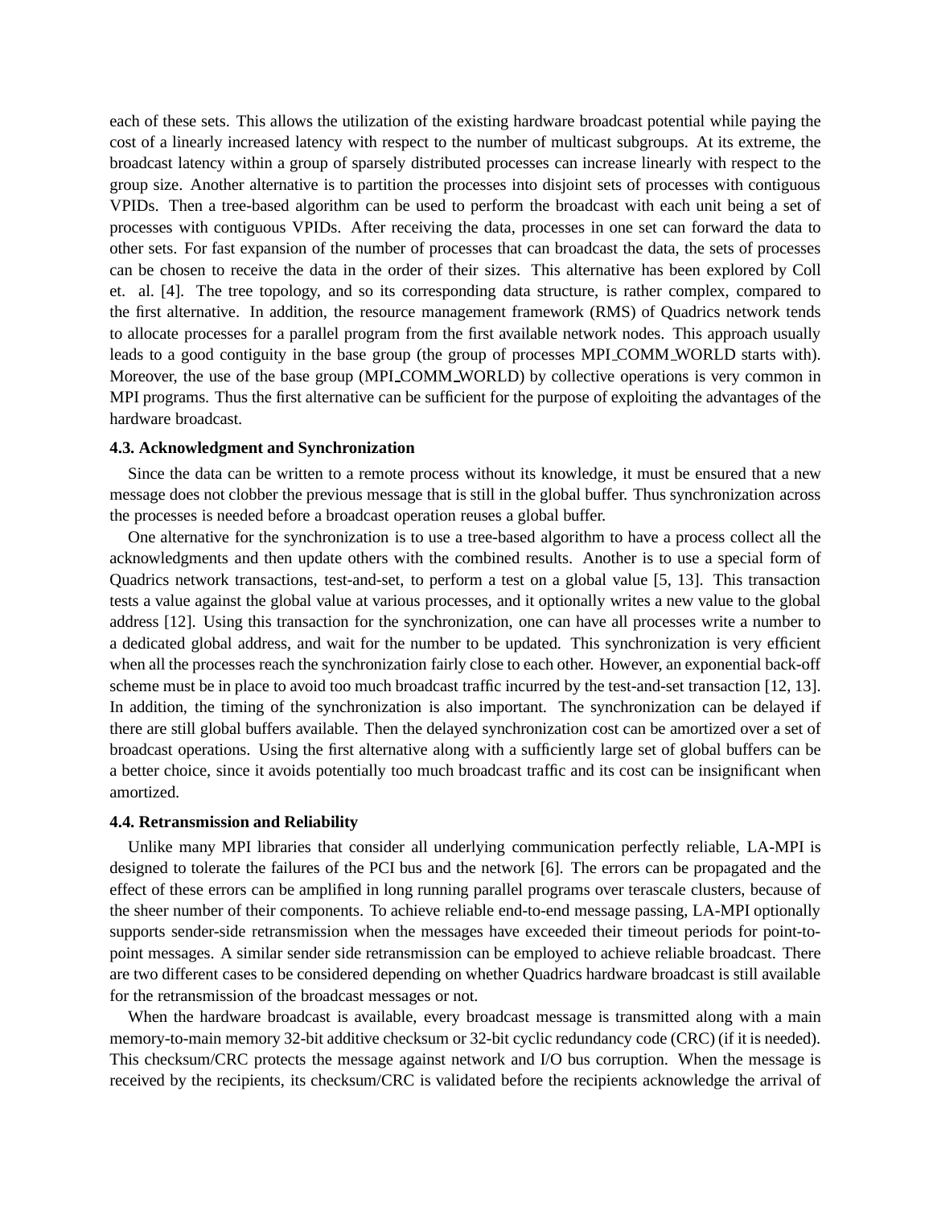each of these sets. This allows the utilization of the existing hardware broadcast potential while paying the cost of a linearly increased latency with respect to the number of multicast subgroups. At its extreme, the broadcast latency within a group of sparsely distributed processes can increase linearly with respect to the group size. Another alternative is to partition the processes into disjoint sets of processes with contiguous VPIDs. Then a tree-based algorithm can be used to perform the broadcast with each unit being a set of processes with contiguous VPIDs. After receiving the data, processes in one set can forward the data to other sets. For fast expansion of the number of processes that can broadcast the data, the sets of processes can be chosen to receive the data in the order of their sizes. This alternative has been explored by Coll et. al. [4]. The tree topology, and so its corresponding data structure, is rather complex, compared to the first alternative. In addition, the resource management framework (RMS) of Quadrics network tends to allocate processes for a parallel program from the first available network nodes. This approach usually leads to a good contiguity in the base group (the group of processes MPI_COMM_WORLD starts with). Moreover, the use of the base group (MPI_COMM_WORLD) by collective operations is very common in MPI programs. Thus the first alternative can be sufficient for the purpose of exploiting the advantages of the hardware broadcast.

### 4.3. Acknowledgment and Synchronization

Since the data can be written to a remote process without its knowledge, it must be ensured that a new message does not clobber the previous message that is still in the global buffer. Thus synchronization across the processes is needed before a broadcast operation reuses a global buffer.

One alternative for the synchronization is to use a tree-based algorithm to have a process collect all the acknowledgments and then update others with the combined results. Another is to use a special form of Quadrics network transactions, test-and-set, to perform a test on a global value [5, 13]. This transaction tests a value against the global value at various processes, and it optionally writes a new value to the global address [12]. Using this transaction for the synchronization, one can have all processes write a number to a dedicated global address, and wait for the number to be updated. This synchronization is very efficient when all the processes reach the synchronization fairly close to each other. However, an exponential back-off scheme must be in place to avoid too much broadcast traffic incurred by the test-and-set transaction [12, 13]. In addition, the timing of the synchronization is also important. The synchronization can be delayed if there are still global buffers available. Then the delayed synchronization cost can be amortized over a set of broadcast operations. Using the first alternative along with a sufficiently large set of global buffers can be a better choice, since it avoids potentially too much broadcast traffic and its cost can be insignificant when amortized.

### 4.4. Retransmission and Reliability

Unlike many MPI libraries that consider all underlying communication perfectly reliable, LA-MPI is designed to tolerate the failures of the PCI bus and the network [6]. The errors can be propagated and the effect of these errors can be amplified in long running parallel programs over terascale clusters, because of the sheer number of their components. To achieve reliable end-to-end message passing, LA-MPI optionally supports sender-side retransmission when the messages have exceeded their timeout periods for point-to-point messages. A similar sender side retransmission can be employed to achieve reliable broadcast. There are two different cases to be considered depending on whether Quadrics hardware broadcast is still available for the retransmission of the broadcast messages or not.

When the hardware broadcast is available, every broadcast message is transmitted along with a main memory-to-main memory 32-bit additive checksum or 32-bit cyclic redundancy code (CRC) (if it is needed). This checksum/CRC protects the message against network and I/O bus corruption. When the message is received by the recipients, its checksum/CRC is validated before the recipients acknowledge the arrival of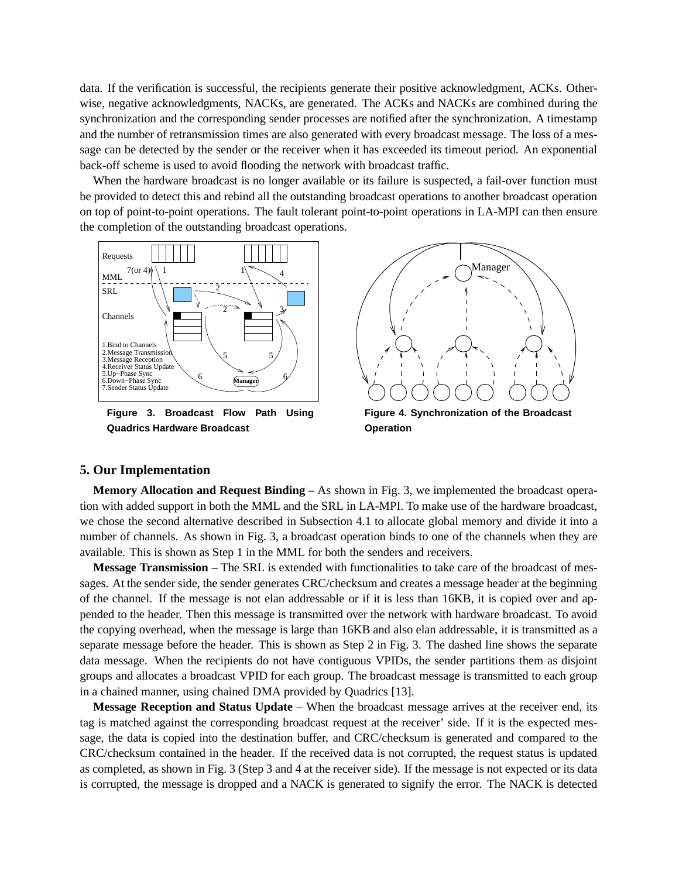data. If the verification is successful, the recipients generate their positive acknowledgment, ACKs. Otherwise, negative acknowledgments, NACKs, are generated. The ACKs and NACKs are combined during the synchronization and the corresponding sender processes are notified after the synchronization. A timestamp and the number of retransmission times are also generated with every broadcast message. The loss of a message can be detected by the sender or the receiver when it has exceeded its timeout period. An exponential back-off scheme is used to avoid flooding the network with broadcast traffic.

When the hardware broadcast is no longer available or its failure is suspected, a fail-over function must be provided to detect this and rebind all the outstanding broadcast operations to another broadcast operation on top of point-to-point operations. The fault tolerant point-to-point operations in LA-MPI can then ensure the completion of the outstanding broadcast operations.

**Figure 3. Broadcast Flow Path Using Quadrics Hardware Broadcast**

**Figure 4. Synchronization of the Broadcast Operation**

## 5. Our Implementation

**Memory Allocation and Request Binding** – As shown in Fig. 3, we implemented the broadcast operation with added support in both the MML and the SRL in LA-MPI. To make use of the hardware broadcast, we chose the second alternative described in Subsection 4.1 to allocate global memory and divide it into a number of channels. As shown in Fig. 3, a broadcast operation binds to one of the channels when they are available. This is shown as Step 1 in the MML for both the senders and receivers.

**Message Transmission** – The SRL is extended with functionalities to take care of the broadcast of messages. At the sender side, the sender generates CRC/checksum and creates a message header at the beginning of the channel. If the message is not elan addressable or if it is less than 16KB, it is copied over and appended to the header. Then this message is transmitted over the network with hardware broadcast. To avoid the copying overhead, when the message is large than 16KB and also elan addressable, it is transmitted as a separate message before the header. This is shown as Step 2 in Fig. 3. The dashed line shows the separate data message. When the recipients do not have contiguous VPIDs, the sender partitions them as disjoint groups and allocates a broadcast VPID for each group. The broadcast message is transmitted to each group in a chained manner, using chained DMA provided by Quadrics [13].

**Message Reception and Status Update** – When the broadcast message arrives at the receiver end, its tag is matched against the corresponding broadcast request at the receiver' side. If it is the expected message, the data is copied into the destination buffer, and CRC/checksum is generated and compared to the CRC/checksum contained in the header. If the received data is not corrupted, the request status is updated as completed, as shown in Fig. 3 (Step 3 and 4 at the receiver side). If the message is not expected or its data is corrupted, the message is dropped and a NACK is generated to signify the error. The NACK is detected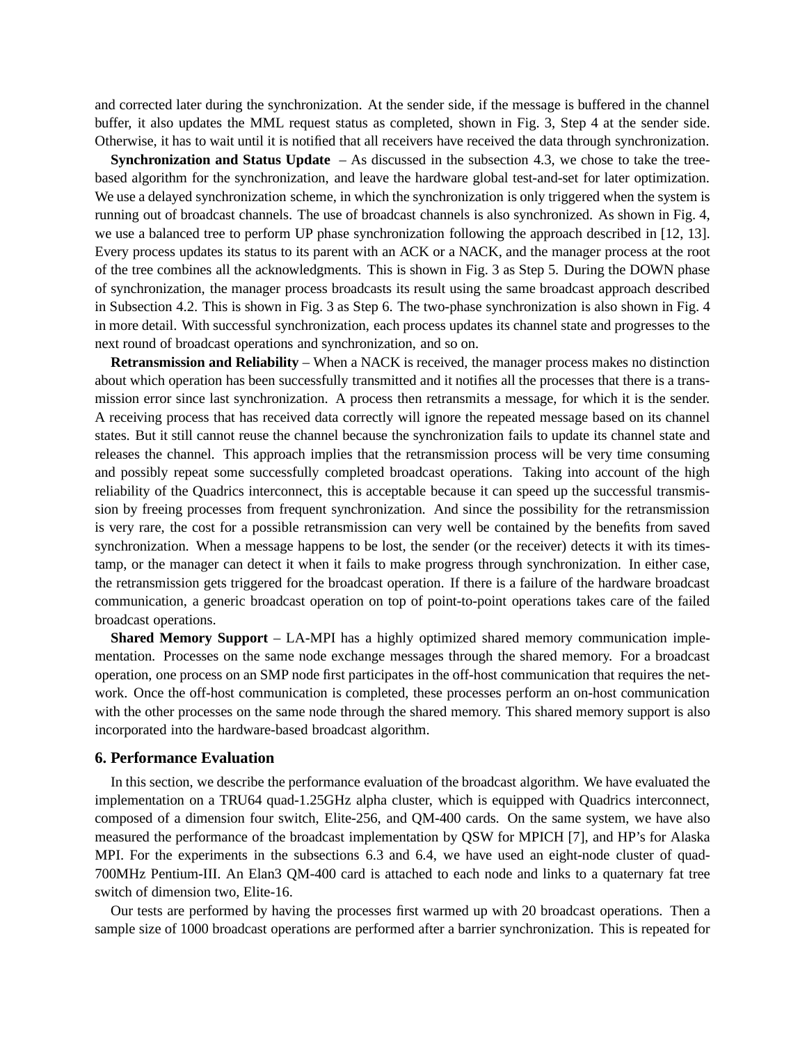and corrected later during the synchronization. At the sender side, if the message is buffered in the channel buffer, it also updates the MML request status as completed, shown in Fig. 3, Step 4 at the sender side. Otherwise, it has to wait until it is notified that all receivers have received the data through synchronization.

**Synchronization and Status Update** – As discussed in the subsection 4.3, we chose to take the tree-based algorithm for the synchronization, and leave the hardware global test-and-set for later optimization. We use a delayed synchronization scheme, in which the synchronization is only triggered when the system is running out of broadcast channels. The use of broadcast channels is also synchronized. As shown in Fig. 4, we use a balanced tree to perform UP phase synchronization following the approach described in [12, 13]. Every process updates its status to its parent with an ACK or a NACK, and the manager process at the root of the tree combines all the acknowledgments. This is shown in Fig. 3 as Step 5. During the DOWN phase of synchronization, the manager process broadcasts its result using the same broadcast approach described in Subsection 4.2. This is shown in Fig. 3 as Step 6. The two-phase synchronization is also shown in Fig. 4 in more detail. With successful synchronization, each process updates its channel state and progresses to the next round of broadcast operations and synchronization, and so on.

**Retransmission and Reliability** – When a NACK is received, the manager process makes no distinction about which operation has been successfully transmitted and it notifies all the processes that there is a transmission error since last synchronization. A process then retransmits a message, for which it is the sender. A receiving process that has received data correctly will ignore the repeated message based on its channel states. But it still cannot reuse the channel because the synchronization fails to update its channel state and releases the channel. This approach implies that the retransmission process will be very time consuming and possibly repeat some successfully completed broadcast operations. Taking into account of the high reliability of the Quadrics interconnect, this is acceptable because it can speed up the successful transmission by freeing processes from frequent synchronization. And since the possibility for the retransmission is very rare, the cost for a possible retransmission can very well be contained by the benefits from saved synchronization. When a message happens to be lost, the sender (or the receiver) detects it with its timestamp, or the manager can detect it when it fails to make progress through synchronization. In either case, the retransmission gets triggered for the broadcast operation. If there is a failure of the hardware broadcast communication, a generic broadcast operation on top of point-to-point operations takes care of the failed broadcast operations.

**Shared Memory Support** – LA-MPI has a highly optimized shared memory communication implementation. Processes on the same node exchange messages through the shared memory. For a broadcast operation, one process on an SMP node first participates in the off-host communication that requires the network. Once the off-host communication is completed, these processes perform an on-host communication with the other processes on the same node through the shared memory. This shared memory support is also incorporated into the hardware-based broadcast algorithm.

## 6. Performance Evaluation

In this section, we describe the performance evaluation of the broadcast algorithm. We have evaluated the implementation on a TRU64 quad-1.25GHz alpha cluster, which is equipped with Quadrics interconnect, composed of a dimension four switch, Elite-256, and QM-400 cards. On the same system, we have also measured the performance of the broadcast implementation by QSW for MPICH [7], and HP's for Alaska MPI. For the experiments in the subsections 6.3 and 6.4, we have used an eight-node cluster of quad-700MHz Pentium-III. An Elan3 QM-400 card is attached to each node and links to a quaternary fat tree switch of dimension two, Elite-16.

Our tests are performed by having the processes first warmed up with 20 broadcast operations. Then a sample size of 1000 broadcast operations are performed after a barrier synchronization. This is repeated for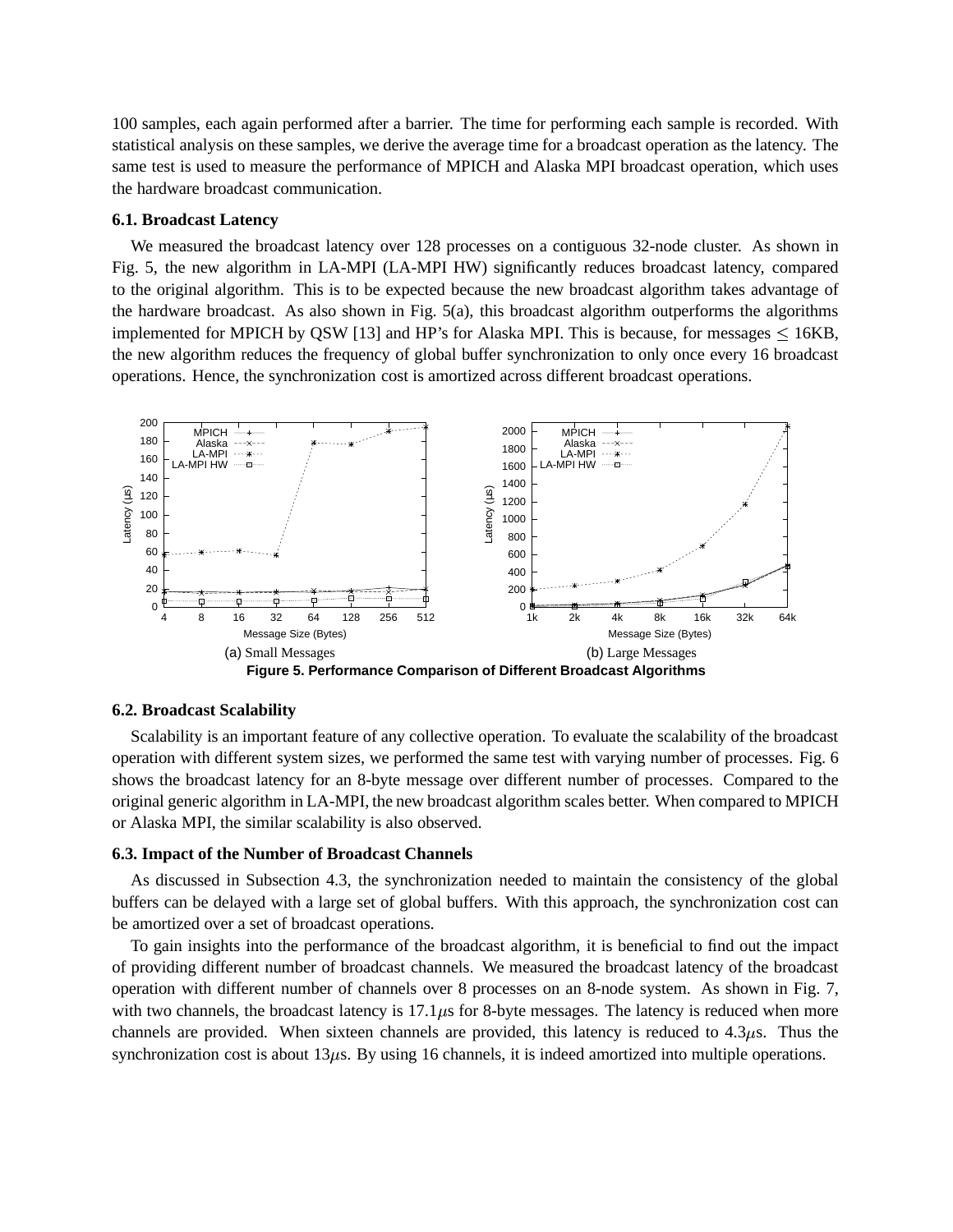100 samples, each again performed after a barrier. The time for performing each sample is recorded. With statistical analysis on these samples, we derive the average time for a broadcast operation as the latency. The same test is used to measure the performance of MPICH and Alaska MPI broadcast operation, which uses the hardware broadcast communication.

### 6.1. Broadcast Latency

We measured the broadcast latency over 128 processes on a contiguous 32-node cluster. As shown in Fig. 5, the new algorithm in LA-MPI (LA-MPI HW) significantly reduces broadcast latency, compared to the original algorithm. This is to be expected because the new broadcast algorithm takes advantage of the hardware broadcast. As also shown in Fig. 5(a), this broadcast algorithm outperforms the algorithms implemented for MPICH by QSW [13] and HP's for Alaska MPI. This is because, for messages $\leq$ 16KB, the new algorithm reduces the frequency of global buffer synchronization to only once every 16 broadcast operations. Hence, the synchronization cost is amortized across different broadcast operations.

(a) Small Messages (b) Large Messages

**Figure 5. Performance Comparison of Different Broadcast Algorithms**

### 6.2. Broadcast Scalability

Scalability is an important feature of any collective operation. To evaluate the scalability of the broadcast operation with different system sizes, we performed the same test with varying number of processes. Fig. 6 shows the broadcast latency for an 8-byte message over different number of processes. Compared to the original generic algorithm in LA-MPI, the new broadcast algorithm scales better. When compared to MPICH or Alaska MPI, the similar scalability is also observed.

### 6.3. Impact of the Number of Broadcast Channels

As discussed in Subsection 4.3, the synchronization needed to maintain the consistency of the global buffers can be delayed with a large set of global buffers. With this approach, the synchronization cost can be amortized over a set of broadcast operations.

To gain insights into the performance of the broadcast algorithm, it is beneficial to find out the impact of providing different number of broadcast channels. We measured the broadcast latency of the broadcast operation with different number of channels over 8 processes on an 8-node system. As shown in Fig. 7, with two channels, the broadcast latency is 17.1$\mu$s for 8-byte messages. The latency is reduced when more channels are provided. When sixteen channels are provided, this latency is reduced to 4.3$\mu$s. Thus the synchronization cost is about 13$\mu$s. By using 16 channels, it is indeed amortized into multiple operations.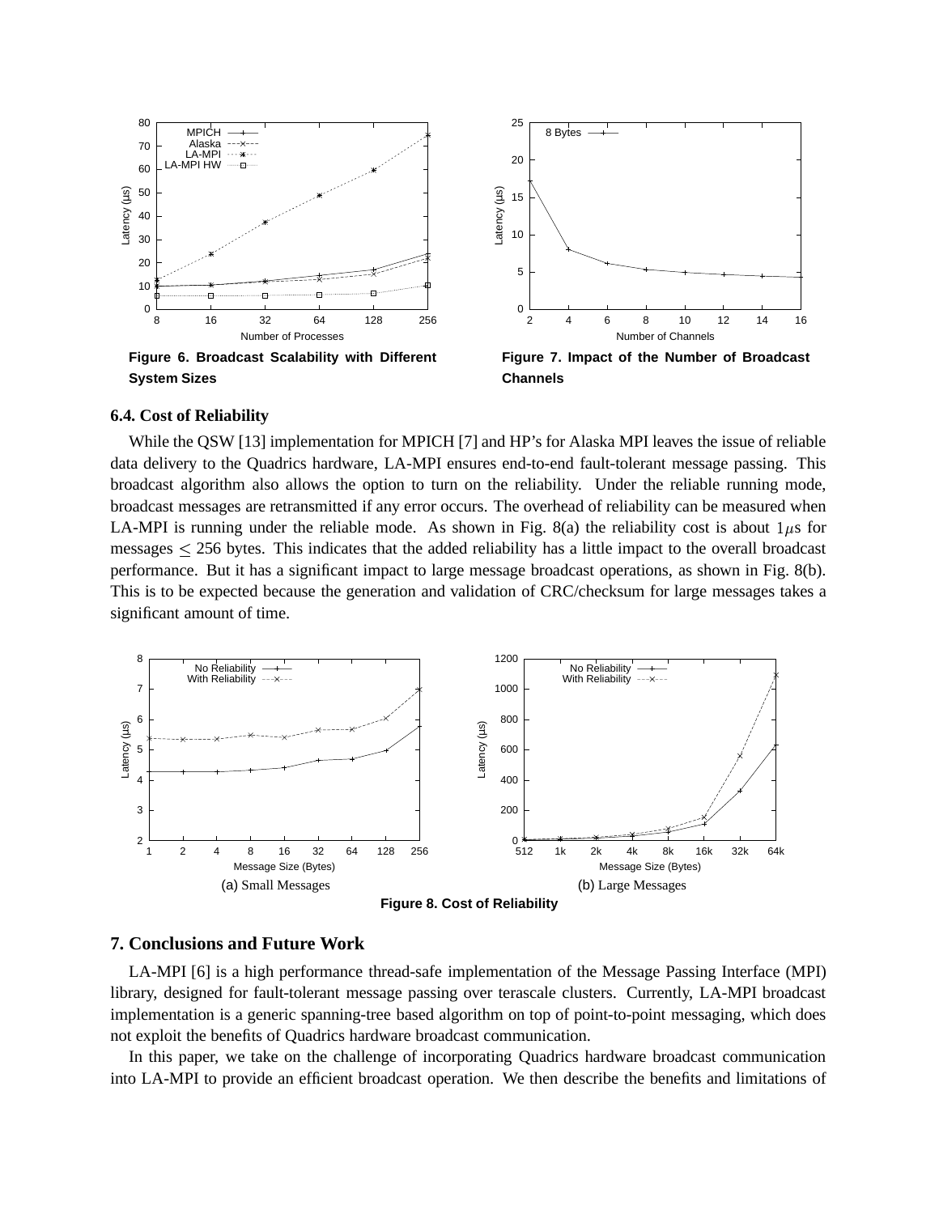Figure 6. Broadcast Scalability with Different System Sizes

Figure 7. Impact of the Number of Broadcast Channels

### 6.4. Cost of Reliability

While the QSW [13] implementation for MPICH [7] and HP's for Alaska MPI leaves the issue of reliable data delivery to the Quadrics hardware, LA-MPI ensures end-to-end fault-tolerant message passing. This broadcast algorithm also allows the option to turn on the reliability. Under the reliable running mode, broadcast messages are retransmitted if any error occurs. The overhead of reliability can be measured when LA-MPI is running under the reliable mode. As shown in Fig. 8(a) the reliability cost is about $1\mu$s for messages $\leq$ 256 bytes. This indicates that the added reliability has a little impact to the overall broadcast performance. But it has a significant impact to large message broadcast operations, as shown in Fig. 8(b). This is to be expected because the generation and validation of CRC/checksum for large messages takes a significant amount of time.

(a) Small Messages

(b) Large Messages

Figure 8. Cost of Reliability

## 7. Conclusions and Future Work

LA-MPI [6] is a high performance thread-safe implementation of the Message Passing Interface (MPI) library, designed for fault-tolerant message passing over terascale clusters. Currently, LA-MPI broadcast implementation is a generic spanning-tree based algorithm on top of point-to-point messaging, which does not exploit the benefits of Quadrics hardware broadcast communication.

In this paper, we take on the challenge of incorporating Quadrics hardware broadcast communication into LA-MPI to provide an efficient broadcast operation. We then describe the benefits and limitations of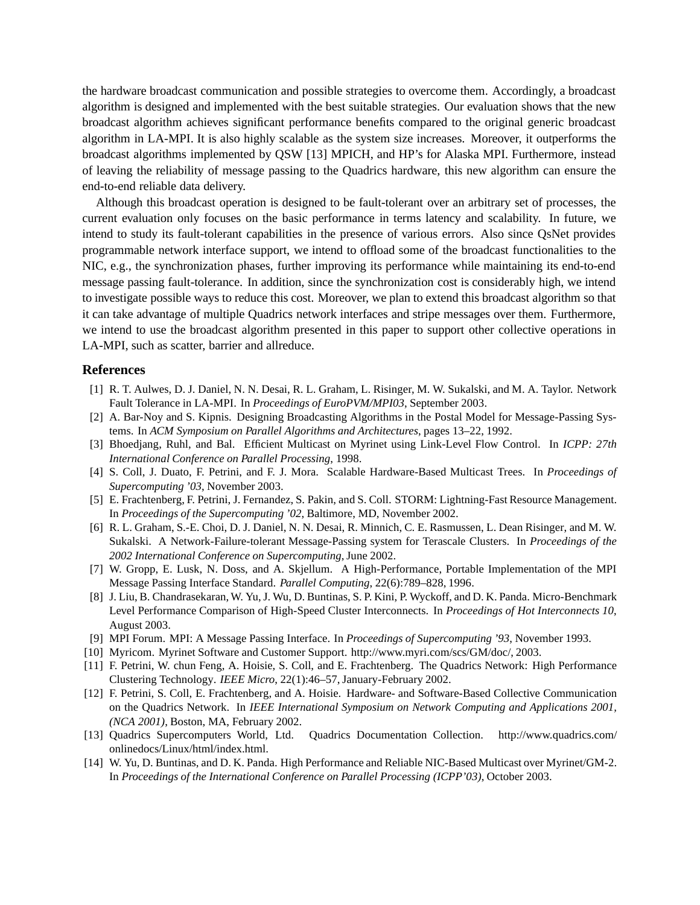the hardware broadcast communication and possible strategies to overcome them. Accordingly, a broadcast algorithm is designed and implemented with the best suitable strategies. Our evaluation shows that the new broadcast algorithm achieves significant performance benefits compared to the original generic broadcast algorithm in LA-MPI. It is also highly scalable as the system size increases. Moreover, it outperforms the broadcast algorithms implemented by QSW [13] MPICH, and HP's for Alaska MPI. Furthermore, instead of leaving the reliability of message passing to the Quadrics hardware, this new algorithm can ensure the end-to-end reliable data delivery.

Although this broadcast operation is designed to be fault-tolerant over an arbitrary set of processes, the current evaluation only focuses on the basic performance in terms latency and scalability. In future, we intend to study its fault-tolerant capabilities in the presence of various errors. Also since QsNet provides programmable network interface support, we intend to offload some of the broadcast functionalities to the NIC, e.g., the synchronization phases, further improving its performance while maintaining its end-to-end message passing fault-tolerance. In addition, since the synchronization cost is considerably high, we intend to investigate possible ways to reduce this cost. Moreover, we plan to extend this broadcast algorithm so that it can take advantage of multiple Quadrics network interfaces and stripe messages over them. Furthermore, we intend to use the broadcast algorithm presented in this paper to support other collective operations in LA-MPI, such as scatter, barrier and allreduce.

## References

[1] R. T. Aulwes, D. J. Daniel, N. N. Desai, R. L. Graham, L. Risinger, M. W. Sukalski, and M. A. Taylor. Network Fault Tolerance in LA-MPI. In *Proceedings of EuroPVM/MPI03*, September 2003.

[2] A. Bar-Noy and S. Kipnis. Designing Broadcasting Algorithms in the Postal Model for Message-Passing Systems. In *ACM Symposium on Parallel Algorithms and Architectures*, pages 13–22, 1992.

[3] Bhoedjang, Ruhl, and Bal. Efficient Multicast on Myrinet using Link-Level Flow Control. In *ICPP: 27th International Conference on Parallel Processing*, 1998.

[4] S. Coll, J. Duato, F. Petrini, and F. J. Mora. Scalable Hardware-Based Multicast Trees. In *Proceedings of Supercomputing '03*, November 2003.

[5] E. Frachtenberg, F. Petrini, J. Fernandez, S. Pakin, and S. Coll. STORM: Lightning-Fast Resource Management. In *Proceedings of the Supercomputing '02*, Baltimore, MD, November 2002.

[6] R. L. Graham, S.-E. Choi, D. J. Daniel, N. N. Desai, R. Minnich, C. E. Rasmussen, L. Dean Risinger, and M. W. Sukalski. A Network-Failure-tolerant Message-Passing system for Terascale Clusters. In *Proceedings of the 2002 International Conference on Supercomputing*, June 2002.

[7] W. Gropp, E. Lusk, N. Doss, and A. Skjellum. A High-Performance, Portable Implementation of the MPI Message Passing Interface Standard. *Parallel Computing*, 22(6):789–828, 1996.

[8] J. Liu, B. Chandrasekaran, W. Yu, J. Wu, D. Buntinas, S. P. Kini, P. Wyckoff, and D. K. Panda. Micro-Benchmark Level Performance Comparison of High-Speed Cluster Interconnects. In *Proceedings of Hot Interconnects 10*, August 2003.

[9] MPI Forum. MPI: A Message Passing Interface. In *Proceedings of Supercomputing '93*, November 1993.

[10] Myricom. Myrinet Software and Customer Support. http://www.myri.com/scs/GM/doc/, 2003.

[11] F. Petrini, W. chun Feng, A. Hoisie, S. Coll, and E. Frachtenberg. The Quadrics Network: High Performance Clustering Technology. *IEEE Micro*, 22(1):46–57, January-February 2002.

[12] F. Petrini, S. Coll, E. Frachtenberg, and A. Hoisie. Hardware- and Software-Based Collective Communication on the Quadrics Network. In *IEEE International Symposium on Network Computing and Applications 2001, (NCA 2001)*, Boston, MA, February 2002.

[13] Quadrics Supercomputers World, Ltd. Quadrics Documentation Collection. http://www.quadrics.com/onlinedocs/Linux/html/index.html.

[14] W. Yu, D. Buntinas, and D. K. Panda. High Performance and Reliable NIC-Based Multicast over Myrinet/GM-2. In *Proceedings of the International Conference on Parallel Processing (ICPP'03)*, October 2003.